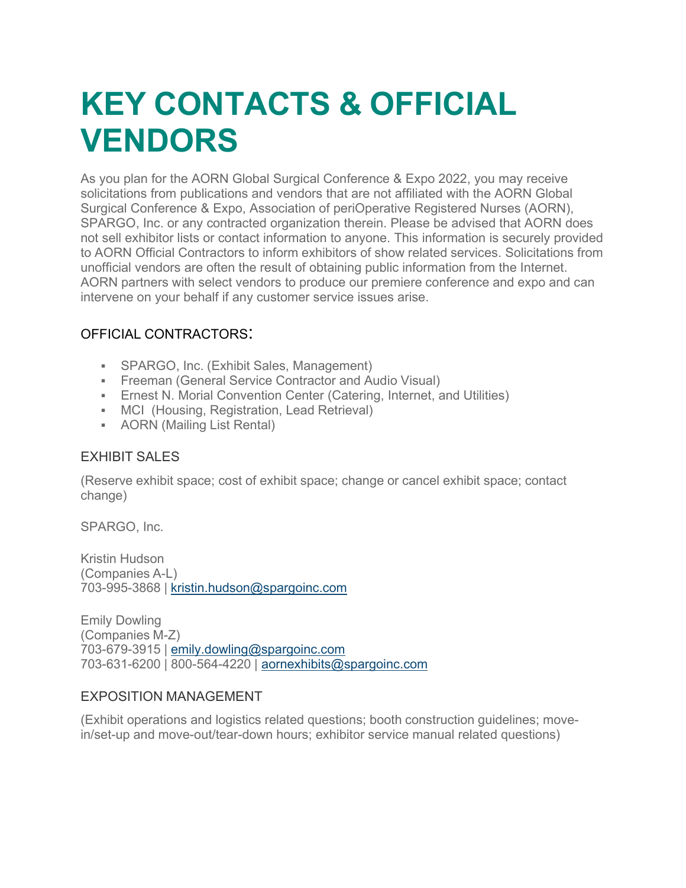# KEY CONTACTS & OFFICIAL VENDORS

As you plan for the AORN Global Surgical Conference & Expo 2022, you may receive solicitations from publications and vendors that are not affiliated with the AORN Global Surgical Conference & Expo, Association of periOperative Registered Nurses (AORN), SPARGO, Inc. or any contracted organization therein. Please be advised that AORN does not sell exhibitor lists or contact information to anyone. This information is securely provided to AORN Official Contractors to inform exhibitors of show related services. Solicitations from unofficial vendors are often the result of obtaining public information from the Internet. AORN partners with select vendors to produce our premiere conference and expo and can intervene on your behalf if any customer service issues arise.

## OFFICIAL CONTRACTORS:

- SPARGO, Inc. (Exhibit Sales, Management)
- Freeman (General Service Contractor and Audio Visual)
- Ernest N. Morial Convention Center (Catering, Internet, and Utilities)
- MCI (Housing, Registration, Lead Retrieval)
- AORN (Mailing List Rental)

## EXHIBIT SALES

(Reserve exhibit space; cost of exhibit space; change or cancel exhibit space; contact change)

SPARGO, Inc.

Kristin Hudson
(Companies A-L)
703-995-3868 | kristin.hudson@spargoinc.com

Emily Dowling
(Companies M-Z)
703-679-3915 | emily.dowling@spargoinc.com
703-631-6200 | 800-564-4220 | aornexhibits@spargoinc.com

## EXPOSITION MANAGEMENT

(Exhibit operations and logistics related questions; booth construction guidelines; move-in/set-up and move-out/tear-down hours; exhibitor service manual related questions)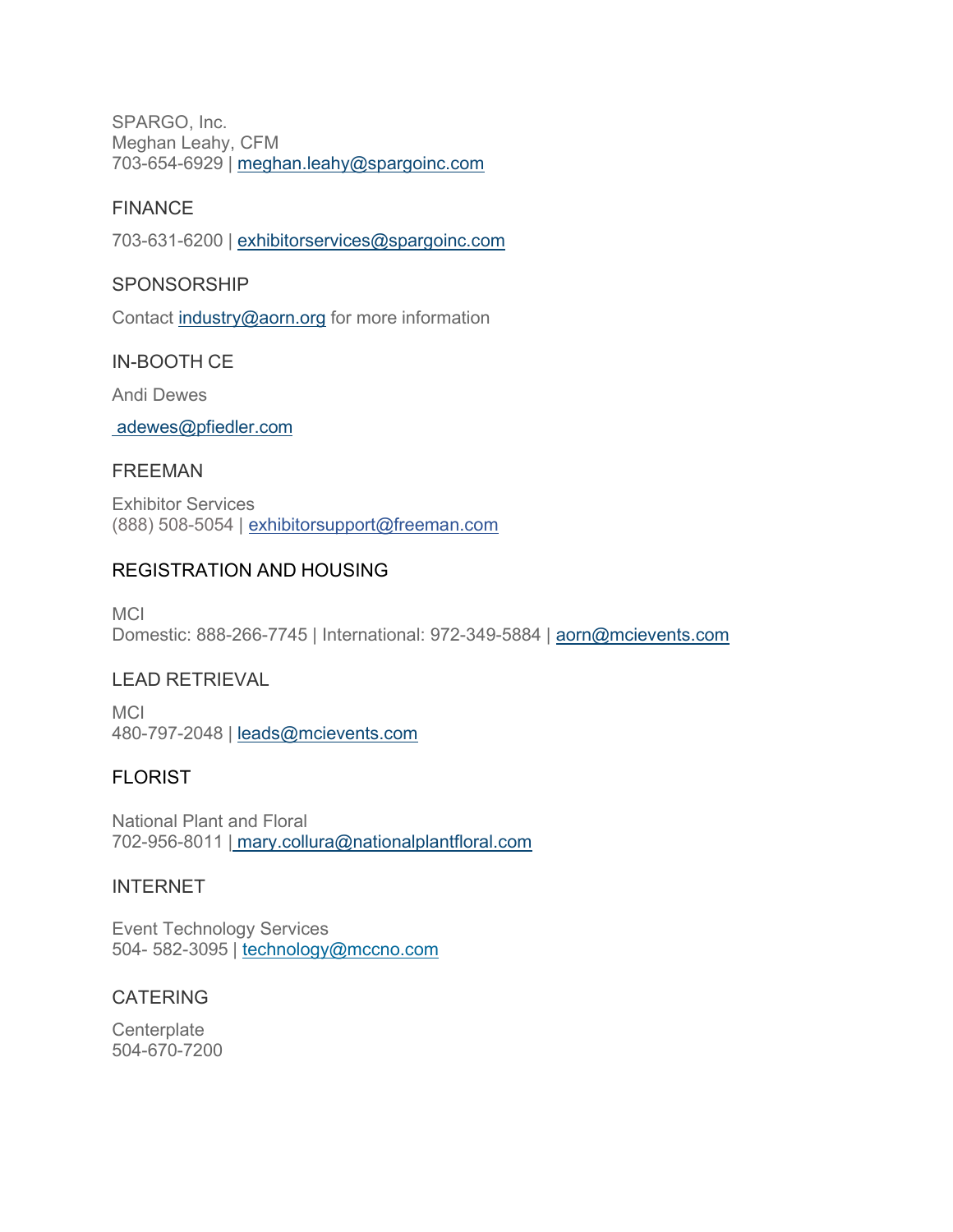SPARGO, Inc.
Meghan Leahy, CFM
703-654-6929 | meghan.leahy@spargoinc.com

## FINANCE

703-631-6200 | exhibitorservices@spargoinc.com

## SPONSORSHIP

Contact industry@aorn.org for more information

## IN-BOOTH CE

Andi Dewes

adewes@pfiedler.com

## FREEMAN

Exhibitor Services
(888) 508-5054 | exhibitorsupport@freeman.com

## REGISTRATION AND HOUSING

MCI
Domestic: 888-266-7745 | International: 972-349-5884 | aorn@mcievents.com

## LEAD RETRIEVAL

MCI
480-797-2048 | leads@mcievents.com

## FLORIST

National Plant and Floral
702-956-8011 | mary.collura@nationalplantfloral.com

## INTERNET

Event Technology Services
504- 582-3095 | technology@mccno.com

## CATERING

Centerplate
504-670-7200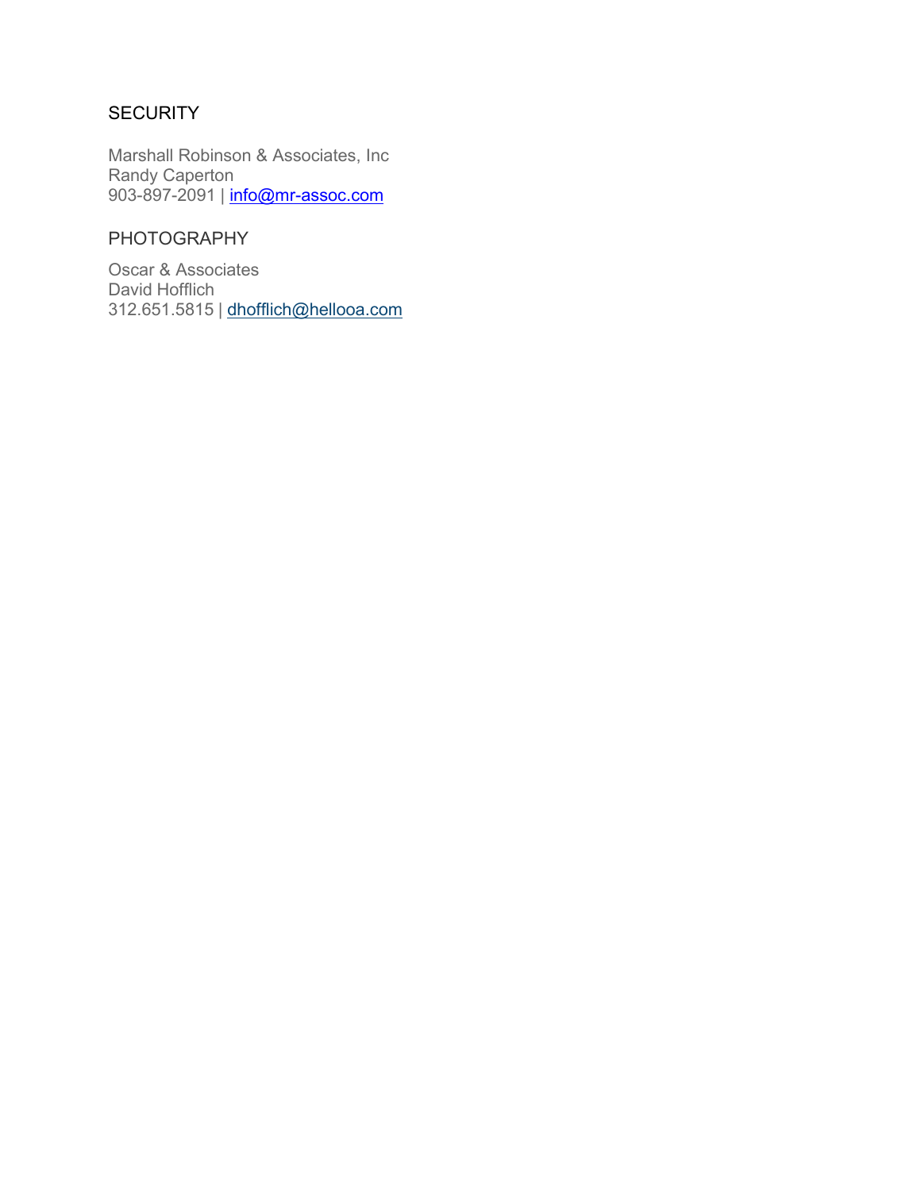## SECURITY

Marshall Robinson & Associates, Inc
Randy Caperton
903-897-2091 | info@mr-assoc.com

## PHOTOGRAPHY

Oscar & Associates
David Hofflich
312.651.5815 | dhofflich@hellooa.com